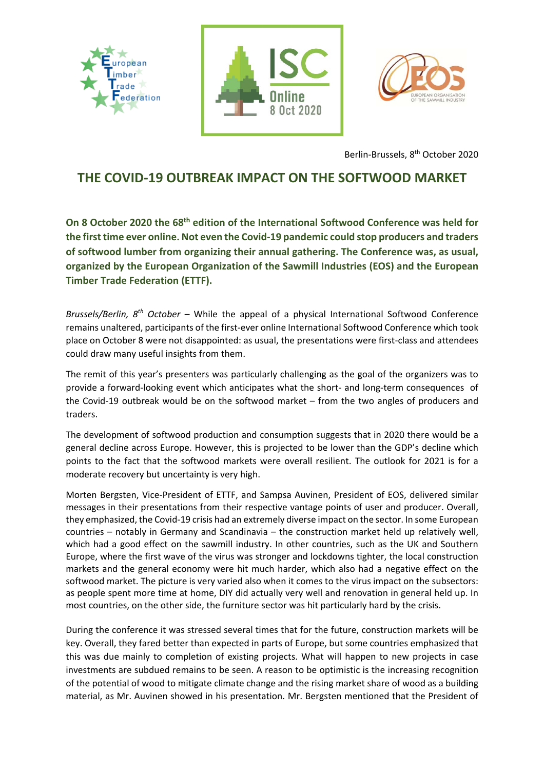Berlin-Brussels, 8th October 2020

# THE COVID-19 OUTBREAK IMPACT ON THE SOFTWOOD MARKET

**On 8 October 2020 the 68th edition of the International Softwood Conference was held for the first time ever online. Not even the Covid-19 pandemic could stop producers and traders of softwood lumber from organizing their annual gathering. The Conference was, as usual, organized by the European Organization of the Sawmill Industries (EOS) and the European Timber Trade Federation (ETTF).**

*Brussels/Berlin, 8th October* – While the appeal of a physical International Softwood Conference remains unaltered, participants of the first-ever online International Softwood Conference which took place on October 8 were not disappointed: as usual, the presentations were first-class and attendees could draw many useful insights from them.

The remit of this year's presenters was particularly challenging as the goal of the organizers was to provide a forward-looking event which anticipates what the short- and long-term consequences of the Covid-19 outbreak would be on the softwood market – from the two angles of producers and traders.

The development of softwood production and consumption suggests that in 2020 there would be a general decline across Europe. However, this is projected to be lower than the GDP's decline which points to the fact that the softwood markets were overall resilient. The outlook for 2021 is for a moderate recovery but uncertainty is very high.

Morten Bergsten, Vice-President of ETTF, and Sampsa Auvinen, President of EOS, delivered similar messages in their presentations from their respective vantage points of user and producer. Overall, they emphasized, the Covid-19 crisis had an extremely diverse impact on the sector. In some European countries – notably in Germany and Scandinavia – the construction market held up relatively well, which had a good effect on the sawmill industry. In other countries, such as the UK and Southern Europe, where the first wave of the virus was stronger and lockdowns tighter, the local construction markets and the general economy were hit much harder, which also had a negative effect on the softwood market. The picture is very varied also when it comes to the virus impact on the subsectors: as people spent more time at home, DIY did actually very well and renovation in general held up. In most countries, on the other side, the furniture sector was hit particularly hard by the crisis.

During the conference it was stressed several times that for the future, construction markets will be key. Overall, they fared better than expected in parts of Europe, but some countries emphasized that this was due mainly to completion of existing projects. What will happen to new projects in case investments are subdued remains to be seen. A reason to be optimistic is the increasing recognition of the potential of wood to mitigate climate change and the rising market share of wood as a building material, as Mr. Auvinen showed in his presentation. Mr. Bergsten mentioned that the President of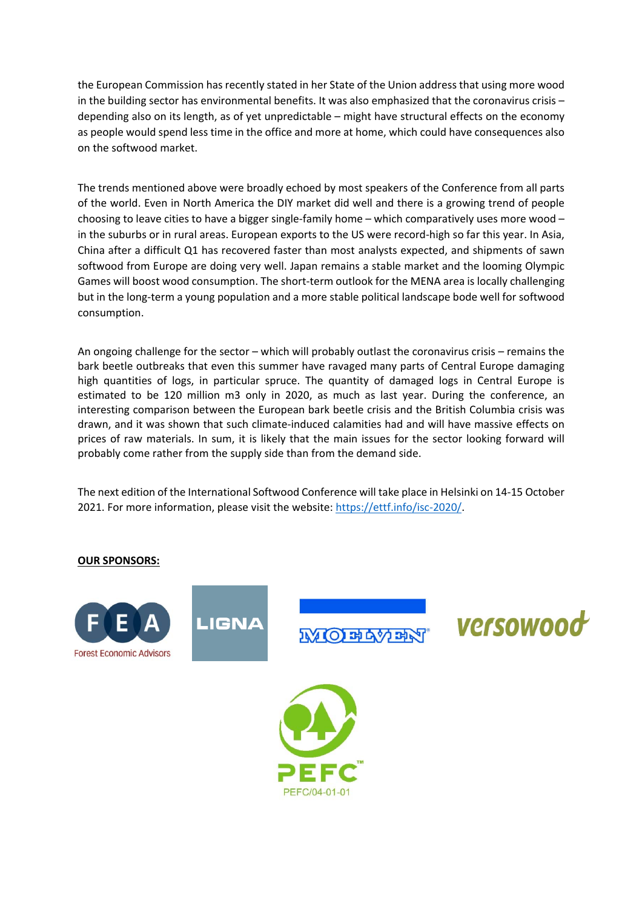the European Commission has recently stated in her State of the Union address that using more wood in the building sector has environmental benefits. It was also emphasized that the coronavirus crisis – depending also on its length, as of yet unpredictable – might have structural effects on the economy as people would spend less time in the office and more at home, which could have consequences also on the softwood market.

The trends mentioned above were broadly echoed by most speakers of the Conference from all parts of the world. Even in North America the DIY market did well and there is a growing trend of people choosing to leave cities to have a bigger single-family home – which comparatively uses more wood – in the suburbs or in rural areas. European exports to the US were record-high so far this year. In Asia, China after a difficult Q1 has recovered faster than most analysts expected, and shipments of sawn softwood from Europe are doing very well. Japan remains a stable market and the looming Olympic Games will boost wood consumption. The short-term outlook for the MENA area is locally challenging but in the long-term a young population and a more stable political landscape bode well for softwood consumption.

An ongoing challenge for the sector – which will probably outlast the coronavirus crisis – remains the bark beetle outbreaks that even this summer have ravaged many parts of Central Europe damaging high quantities of logs, in particular spruce. The quantity of damaged logs in Central Europe is estimated to be 120 million m3 only in 2020, as much as last year. During the conference, an interesting comparison between the European bark beetle crisis and the British Columbia crisis was drawn, and it was shown that such climate-induced calamities had and will have massive effects on prices of raw materials. In sum, it is likely that the main issues for the sector looking forward will probably come rather from the supply side than from the demand side.

The next edition of the International Softwood Conference will take place in Helsinki on 14-15 October 2021. For more information, please visit the website: [https://ettf.info/isc-2020/](https://ettf.info/isc-2020/).

**OUR SPONSORS:**

FEA Forest Economic Advisors

LIGNA

MOELVEN

versowood

PEFC

PEFC/04-01-01